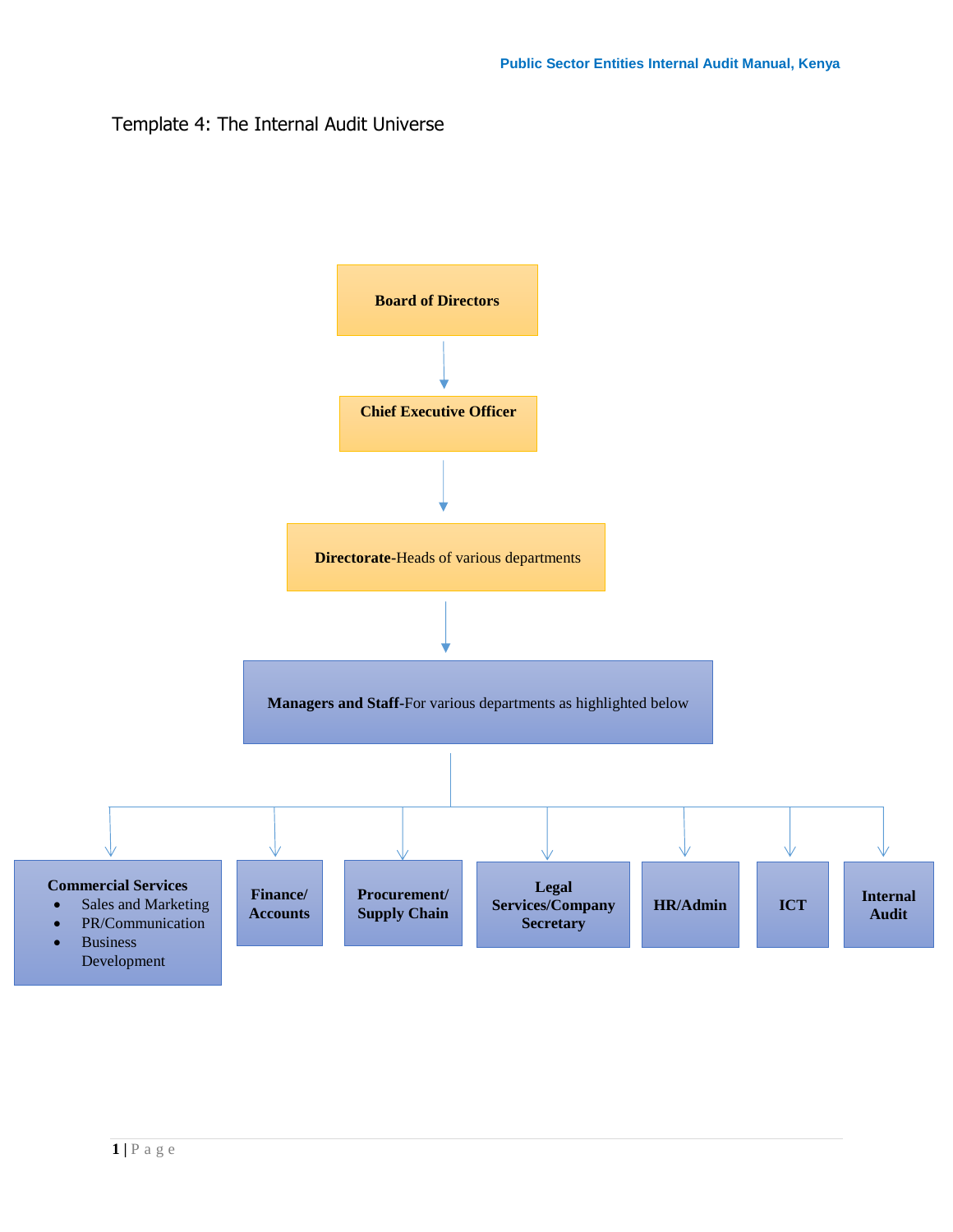# Template 4: The Internal Audit Universe

**Board of Directors**

↓

**Chief Executive Officer**

↓

**Directorate**-Heads of various departments

↓

**Managers and Staff**-For various departments as highlighted below

↓

- **Commercial Services**
  - Sales and Marketing
  - PR/Communication
  - Business Development
- **Finance/ Accounts**
- **Procurement/ Supply Chain**
- **Legal Services/Company Secretary**
- **HR/Admin**
- **ICT**
- **Internal Audit**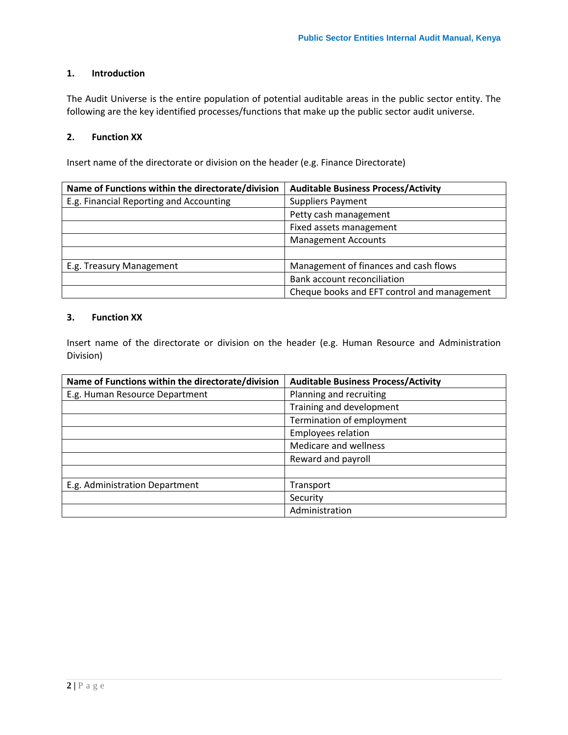## 1. Introduction

The Audit Universe is the entire population of potential auditable areas in the public sector entity. The following are the key identified processes/functions that make up the public sector audit universe.

## 2. Function XX

Insert name of the directorate or division on the header (e.g. Finance Directorate)

| Name of Functions within the directorate/division | Auditable Business Process/Activity |
|---|---|
| E.g. Financial Reporting and Accounting | Suppliers Payment |
| | Petty cash management |
| | Fixed assets management |
| | Management Accounts |
| | |
| E.g. Treasury Management | Management of finances and cash flows |
| | Bank account reconciliation |
| | Cheque books and EFT control and management |

## 3. Function XX

Insert name of the directorate or division on the header (e.g. Human Resource and Administration Division)

| Name of Functions within the directorate/division | Auditable Business Process/Activity |
|---|---|
| E.g. Human Resource Department | Planning and recruiting |
| | Training and development |
| | Termination of employment |
| | Employees relation |
| | Medicare and wellness |
| | Reward and payroll |
| | |
| E.g. Administration Department | Transport |
| | Security |
| | Administration |